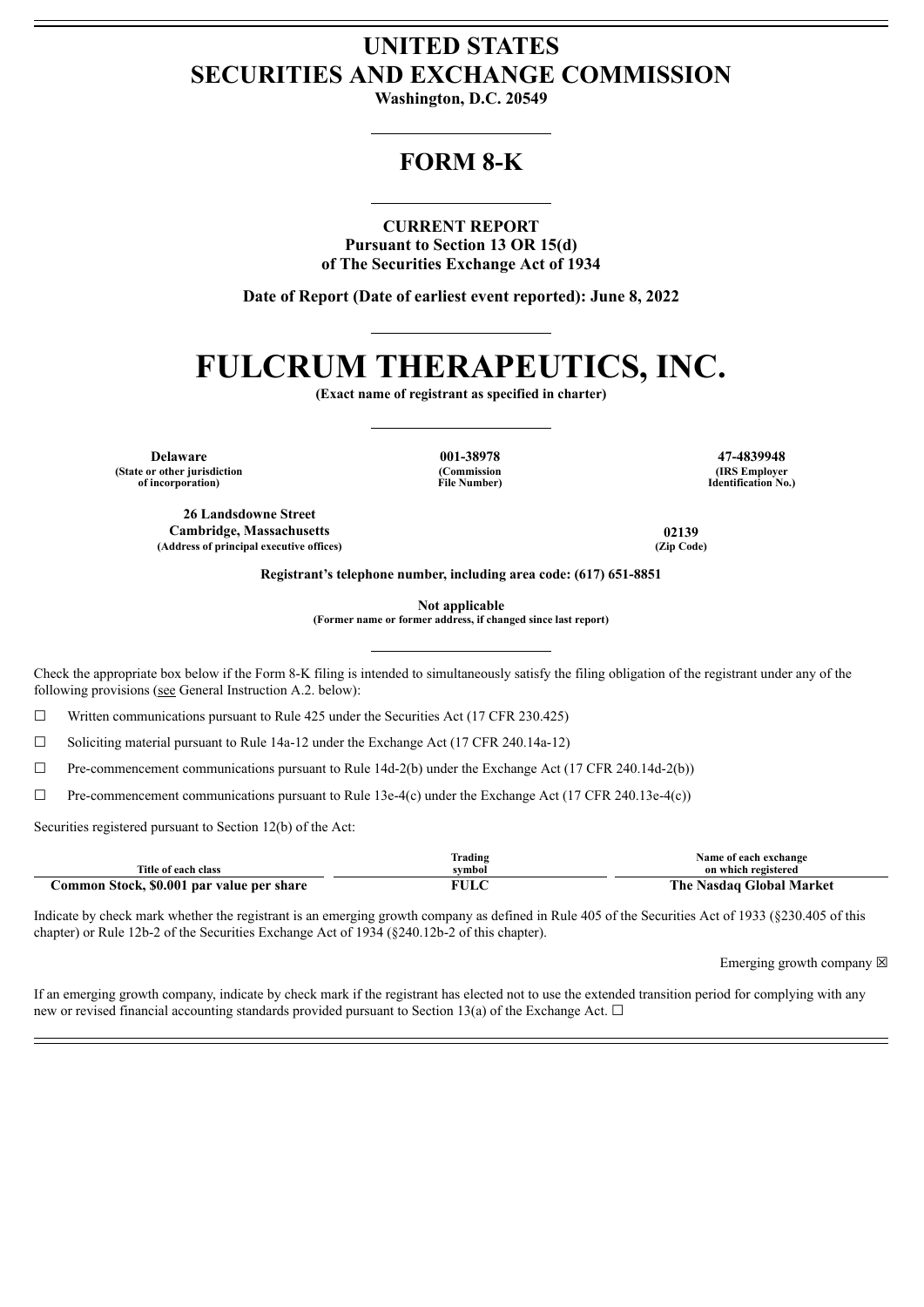# UNITED STATES
# SECURITIES AND EXCHANGE COMMISSION

**Washington, D.C. 20549**

## FORM 8-K

**CURRENT REPORT**
**Pursuant to Section 13 OR 15(d)**
**of The Securities Exchange Act of 1934**

**Date of Report (Date of earliest event reported): June 8, 2022**

# FULCRUM THERAPEUTICS, INC.

**(Exact name of registrant as specified in charter)**

| Delaware | 001-38978 | 47-4839948 |
|---|---|---|
| (State or other jurisdiction of incorporation) | (Commission File Number) | (IRS Employer Identification No.) |

| 26 Landsdowne Street Cambridge, Massachusetts | 02139 |
|---|---|
| (Address of principal executive offices) | (Zip Code) |

**Registrant's telephone number, including area code: (617) 651-8851**

**Not applicable**
**(Former name or former address, if changed since last report)**

Check the appropriate box below if the Form 8-K filing is intended to simultaneously satisfy the filing obligation of the registrant under any of the following provisions (see General Instruction A.2. below):

☐ Written communications pursuant to Rule 425 under the Securities Act (17 CFR 230.425)

☐ Soliciting material pursuant to Rule 14a-12 under the Exchange Act (17 CFR 240.14a-12)

☐ Pre-commencement communications pursuant to Rule 14d-2(b) under the Exchange Act (17 CFR 240.14d-2(b))

☐ Pre-commencement communications pursuant to Rule 13e-4(c) under the Exchange Act (17 CFR 240.13e-4(c))

Securities registered pursuant to Section 12(b) of the Act:

| Title of each class | Trading symbol | Name of each exchange on which registered |
|---|---|---|
| **Common Stock, $0.001 par value per share** | **FULC** | **The Nasdaq Global Market** |

Indicate by check mark whether the registrant is an emerging growth company as defined in Rule 405 of the Securities Act of 1933 (§230.405 of this chapter) or Rule 12b-2 of the Securities Exchange Act of 1934 (§240.12b-2 of this chapter).

Emerging growth company ☒

If an emerging growth company, indicate by check mark if the registrant has elected not to use the extended transition period for complying with any new or revised financial accounting standards provided pursuant to Section 13(a) of the Exchange Act. ☐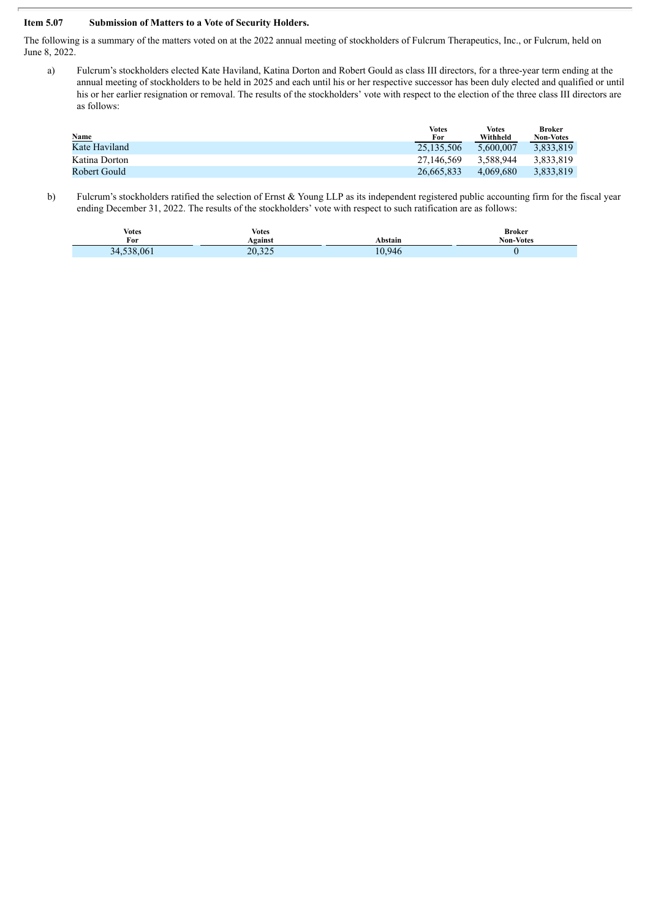**Item 5.07 Submission of Matters to a Vote of Security Holders.**

The following is a summary of the matters voted on at the 2022 annual meeting of stockholders of Fulcrum Therapeutics, Inc., or Fulcrum, held on June 8, 2022.

a) Fulcrum's stockholders elected Kate Haviland, Katina Dorton and Robert Gould as class III directors, for a three-year term ending at the annual meeting of stockholders to be held in 2025 and each until his or her respective successor has been duly elected and qualified or until his or her earlier resignation or removal. The results of the stockholders' vote with respect to the election of the three class III directors are as follows:

| Name | Votes For | Votes Withheld | Broker Non-Votes |
|---|---|---|---|
| Kate Haviland | 25,135,506 | 5,600,007 | 3,833,819 |
| Katina Dorton | 27,146,569 | 3,588,944 | 3,833,819 |
| Robert Gould | 26,665,833 | 4,069,680 | 3,833,819 |

b) Fulcrum's stockholders ratified the selection of Ernst & Young LLP as its independent registered public accounting firm for the fiscal year ending December 31, 2022. The results of the stockholders' vote with respect to such ratification are as follows:

| Votes For | Votes Against | Abstain | Broker Non-Votes |
|---|---|---|---|
| 34,538,061 | 20,325 | 10,946 | 0 |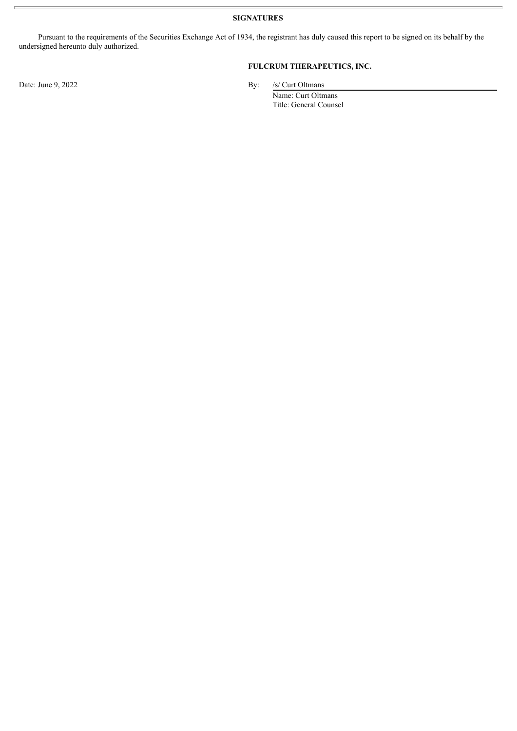**SIGNATURES**

Pursuant to the requirements of the Securities Exchange Act of 1934, the registrant has duly caused this report to be signed on its behalf by the undersigned hereunto duly authorized.

**FULCRUM THERAPEUTICS, INC.**

Date: June 9, 2022

By: /s/ Curt Oltmans
Name: Curt Oltmans
Title: General Counsel